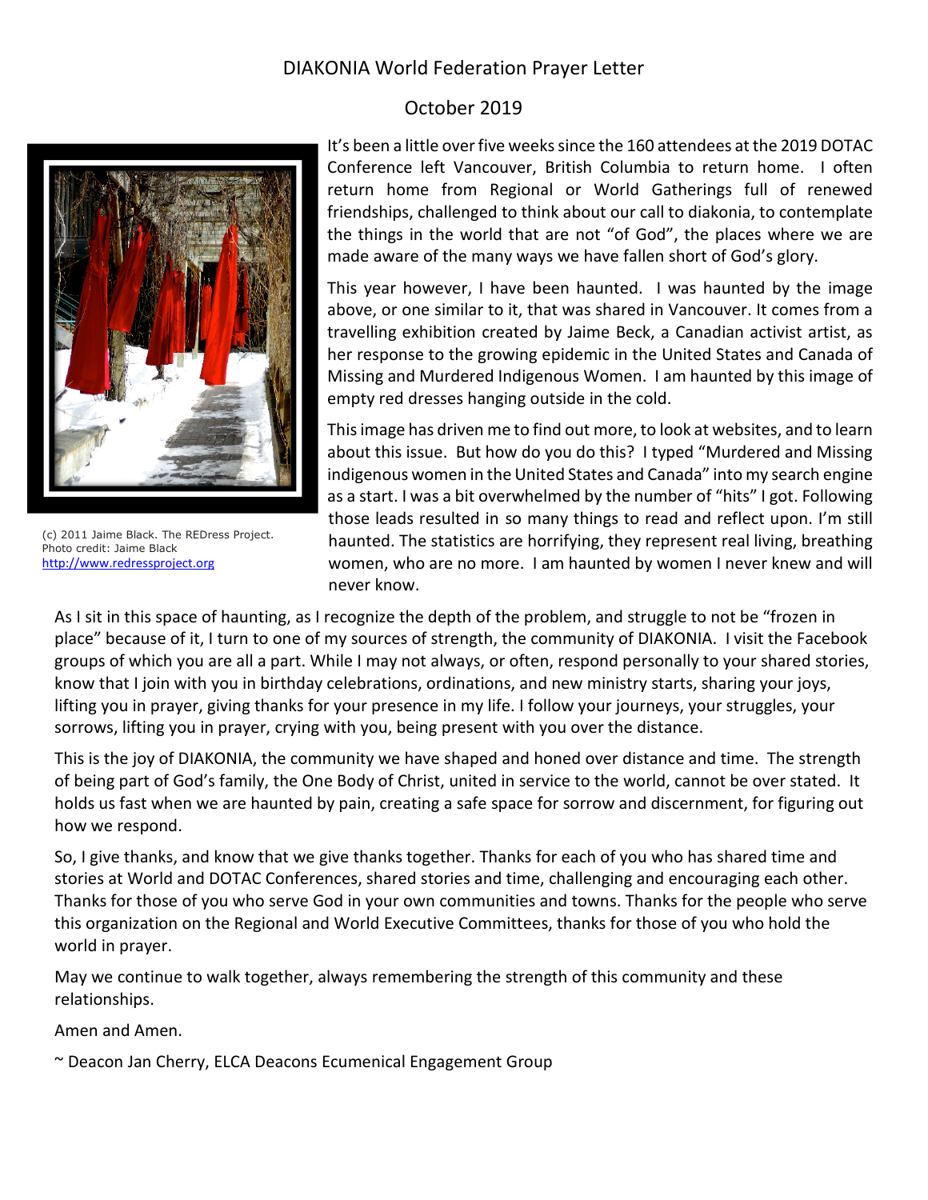# DIAKONIA World Federation Prayer Letter

## October 2019

(c) 2011 Jaime Black. The REDress Project. Photo credit: Jaime Black http://www.redressproject.org

It's been a little over five weeks since the 160 attendees at the 2019 DOTAC Conference left Vancouver, British Columbia to return home. I often return home from Regional or World Gatherings full of renewed friendships, challenged to think about our call to diakonia, to contemplate the things in the world that are not "of God", the places where we are made aware of the many ways we have fallen short of God's glory.

This year however, I have been haunted. I was haunted by the image above, or one similar to it, that was shared in Vancouver. It comes from a travelling exhibition created by Jaime Beck, a Canadian activist artist, as her response to the growing epidemic in the United States and Canada of Missing and Murdered Indigenous Women. I am haunted by this image of empty red dresses hanging outside in the cold.

This image has driven me to find out more, to look at websites, and to learn about this issue. But how do you do this? I typed "Murdered and Missing indigenous women in the United States and Canada" into my search engine as a start. I was a bit overwhelmed by the number of "hits" I got. Following those leads resulted in so many things to read and reflect upon. I'm still haunted. The statistics are horrifying, they represent real living, breathing women, who are no more. I am haunted by women I never knew and will never know.

As I sit in this space of haunting, as I recognize the depth of the problem, and struggle to not be "frozen in place" because of it, I turn to one of my sources of strength, the community of DIAKONIA. I visit the Facebook groups of which you are all a part. While I may not always, or often, respond personally to your shared stories, know that I join with you in birthday celebrations, ordinations, and new ministry starts, sharing your joys, lifting you in prayer, giving thanks for your presence in my life. I follow your journeys, your struggles, your sorrows, lifting you in prayer, crying with you, being present with you over the distance.

This is the joy of DIAKONIA, the community we have shaped and honed over distance and time. The strength of being part of God's family, the One Body of Christ, united in service to the world, cannot be over stated. It holds us fast when we are haunted by pain, creating a safe space for sorrow and discernment, for figuring out how we respond.

So, I give thanks, and know that we give thanks together. Thanks for each of you who has shared time and stories at World and DOTAC Conferences, shared stories and time, challenging and encouraging each other. Thanks for those of you who serve God in your own communities and towns. Thanks for the people who serve this organization on the Regional and World Executive Committees, thanks for those of you who hold the world in prayer.

May we continue to walk together, always remembering the strength of this community and these relationships.

Amen and Amen.

~ Deacon Jan Cherry, ELCA Deacons Ecumenical Engagement Group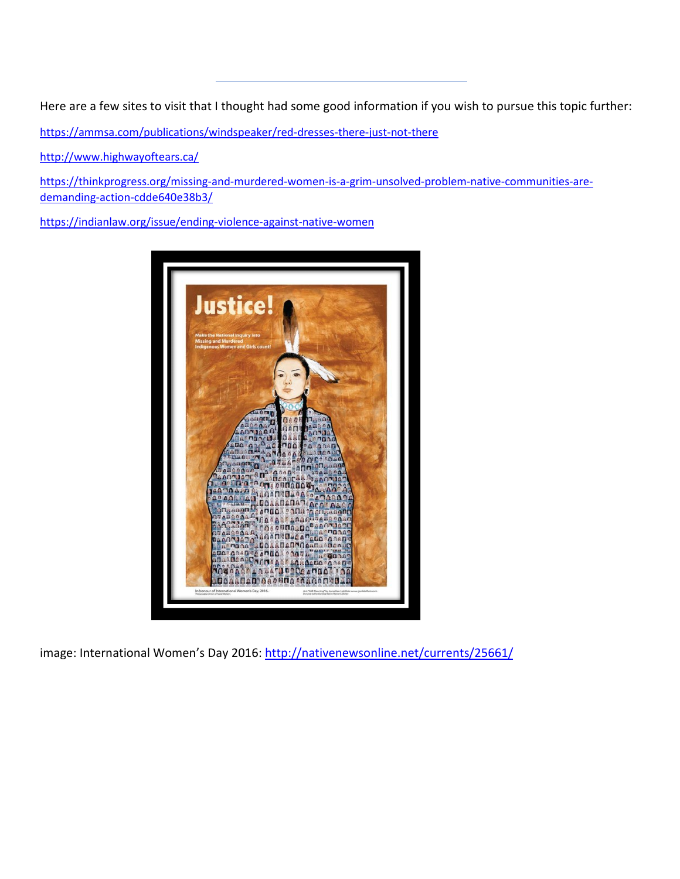Here are a few sites to visit that I thought had some good information if you wish to pursue this topic further:

https://ammsa.com/publications/windspeaker/red-dresses-there-just-not-there

http://www.highwayoftears.ca/

https://thinkprogress.org/missing-and-murdered-women-is-a-grim-unsolved-problem-native-communities-are-demanding-action-cdde640e38b3/

https://indianlaw.org/issue/ending-violence-against-native-women

image: International Women's Day 2016: http://nativenewsonline.net/currents/25661/